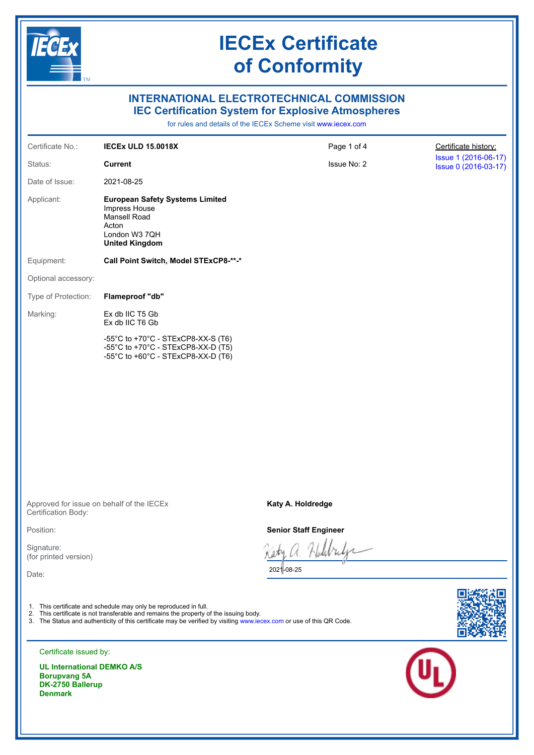# IECEx Certificate of Conformity

## INTERNATIONAL ELECTROTECHNICAL COMMISSION
## IEC Certification System for Explosive Atmospheres

for rules and details of the IECEx Scheme visit www.iecex.com

| | | | |
|---|---|---|---|
| Certificate No.: | **IECEx ULD 15.0018X** | Page 1 of 4 | Certificate history: |
| Status: | **Current** | Issue No: 2 | Issue 1 (2016-06-17) |
| Date of Issue: | 2021-08-25 | | Issue 0 (2016-03-17) |

Applicant:
**European Safety Systems Limited**
Impress House
Mansell Road
Acton
London W3 7QH
**United Kingdom**

Equipment: **Call Point Switch, Model STExCP8-\*\*-\***

Optional accessory:

Type of Protection: **Flameproof "db"**

Marking:
Ex db IIC T5 Gb
Ex db IIC T6 Gb

-55°C to +70°C - STExCP8-XX-S (T6)
-55°C to +70°C - STExCP8-XX-D (T5)
-55°C to +60°C - STExCP8-XX-D (T6)

Approved for issue on behalf of the IECEx Certification Body: **Katy A. Holdredge**

Position: **Senior Staff Engineer**

Signature: (for printed version)

Date: 2021-08-25

1. This certificate and schedule may only be reproduced in full.
2. This certificate is not transferable and remains the property of the issuing body.
3. The Status and authenticity of this certificate may be verified by visiting www.iecex.com or use of this QR Code.

Certificate issued by:

**UL International DEMKO A/S**
**Borupvang 5A**
**DK-2750 Ballerup**
**Denmark**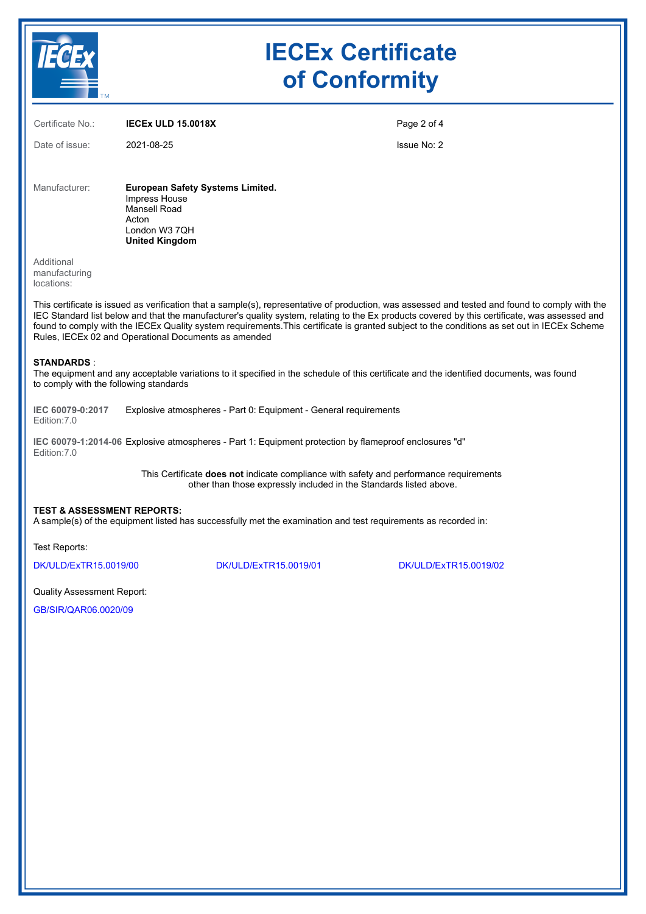# IECEx Certificate of Conformity

Certificate No.: **IECEx ULD 15.0018X**

Date of issue: 2021-08-25

Issue No: 2

Manufacturer: **European Safety Systems Limited.**
Impress House
Mansell Road
Acton
London W3 7QH
**United Kingdom**

Additional manufacturing locations:

This certificate is issued as verification that a sample(s), representative of production, was assessed and tested and found to comply with the IEC Standard list below and that the manufacturer's quality system, relating to the Ex products covered by this certificate, was assessed and found to comply with the IECEx Quality system requirements.This certificate is granted subject to the conditions as set out in IECEx Scheme Rules, IECEx 02 and Operational Documents as amended

**STANDARDS** :
The equipment and any acceptable variations to it specified in the schedule of this certificate and the identified documents, was found to comply with the following standards

**IEC 60079-0:2017** Edition:7.0 — Explosive atmospheres - Part 0: Equipment - General requirements

**IEC 60079-1:2014-06** Edition:7.0 — Explosive atmospheres - Part 1: Equipment protection by flameproof enclosures "d"

This Certificate **does not** indicate compliance with safety and performance requirements other than those expressly included in the Standards listed above.

**TEST & ASSESSMENT REPORTS:**
A sample(s) of the equipment listed has successfully met the examination and test requirements as recorded in:

Test Reports:

DK/ULD/ExTR15.0019/00    DK/ULD/ExTR15.0019/01    DK/ULD/ExTR15.0019/02

Quality Assessment Report:

GB/SIR/QAR06.0020/09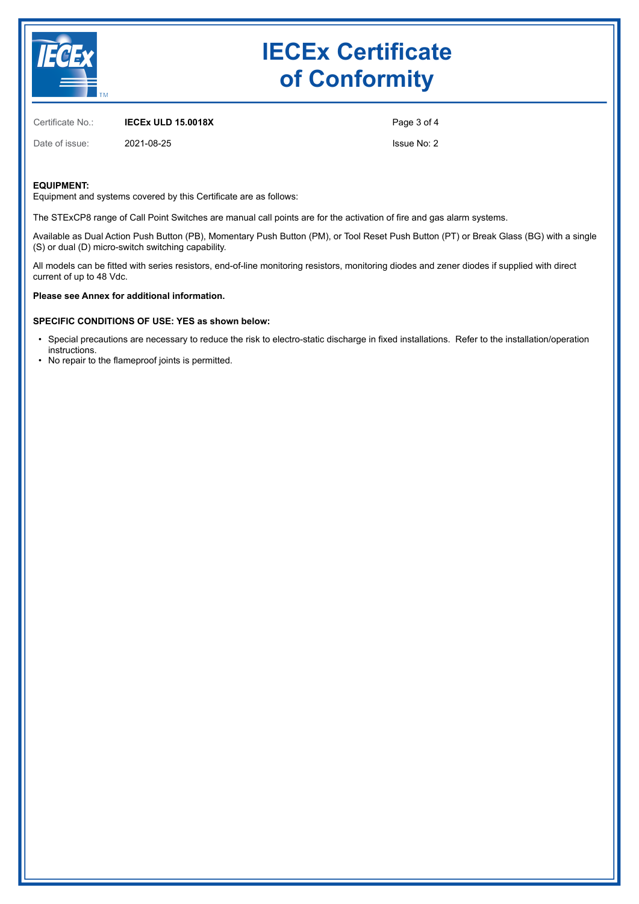Certificate No.: **IECEx ULD 15.0018X**

Date of issue: 2021-08-25

Issue No: 2

**EQUIPMENT:**
Equipment and systems covered by this Certificate are as follows:

The STExCP8 range of Call Point Switches are manual call points are for the activation of fire and gas alarm systems.

Available as Dual Action Push Button (PB), Momentary Push Button (PM), or Tool Reset Push Button (PT) or Break Glass (BG) with a single (S) or dual (D) micro-switch switching capability.

All models can be fitted with series resistors, end-of-line monitoring resistors, monitoring diodes and zener diodes if supplied with direct current of up to 48 Vdc.

**Please see Annex for additional information.**

**SPECIFIC CONDITIONS OF USE: YES as shown below:**

- Special precautions are necessary to reduce the risk to electro-static discharge in fixed installations. Refer to the installation/operation instructions.
- No repair to the flameproof joints is permitted.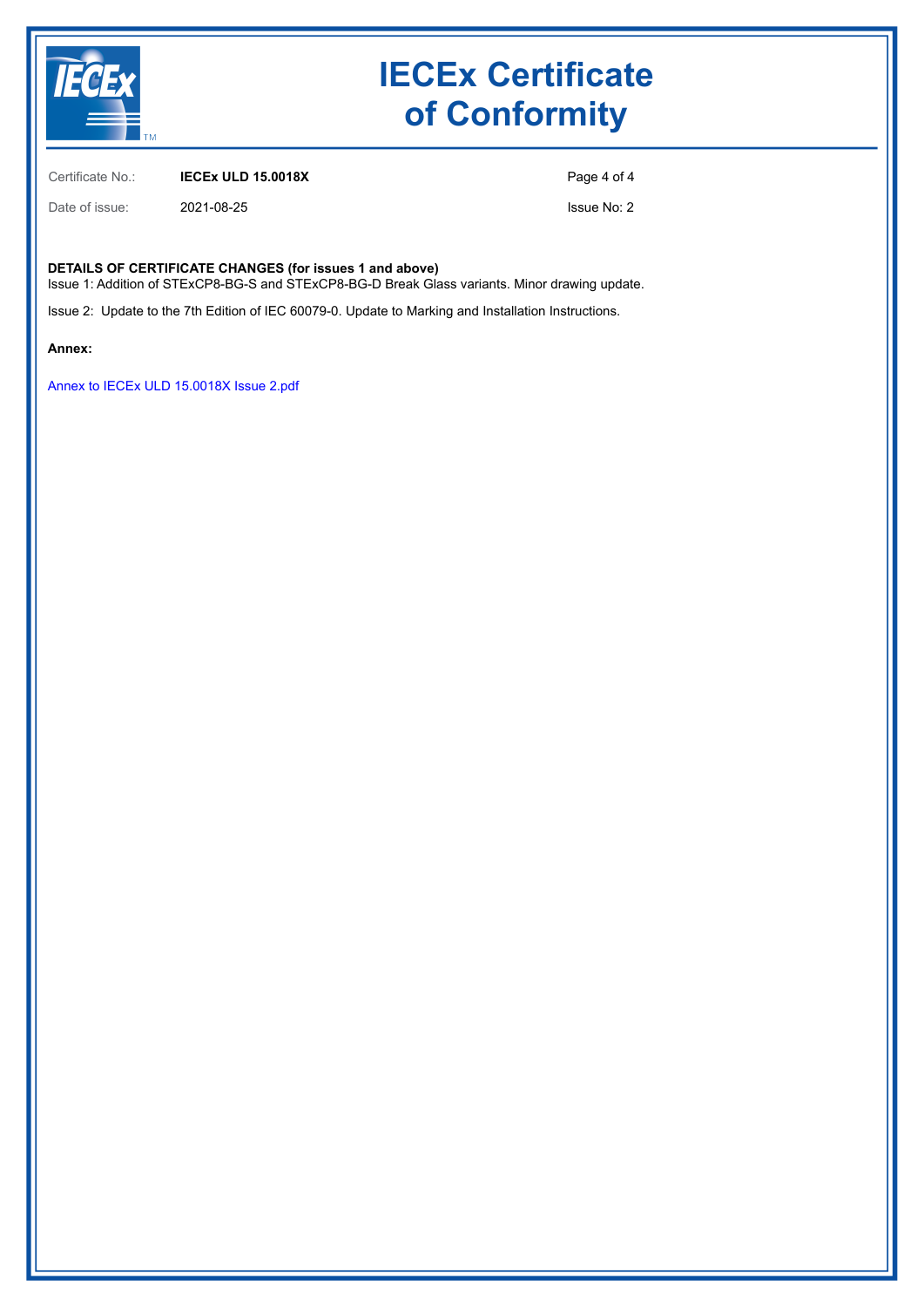# IECEx Certificate of Conformity

Certificate No.: **IECEx ULD 15.0018X**

Date of issue: 2021-08-25

Issue No: 2

**DETAILS OF CERTIFICATE CHANGES (for issues 1 and above)**

Issue 1: Addition of STExCP8-BG-S and STExCP8-BG-D Break Glass variants. Minor drawing update.

Issue 2: Update to the 7th Edition of IEC 60079-0. Update to Marking and Installation Instructions.

**Annex:**

Annex to IECEx ULD 15.0018X Issue 2.pdf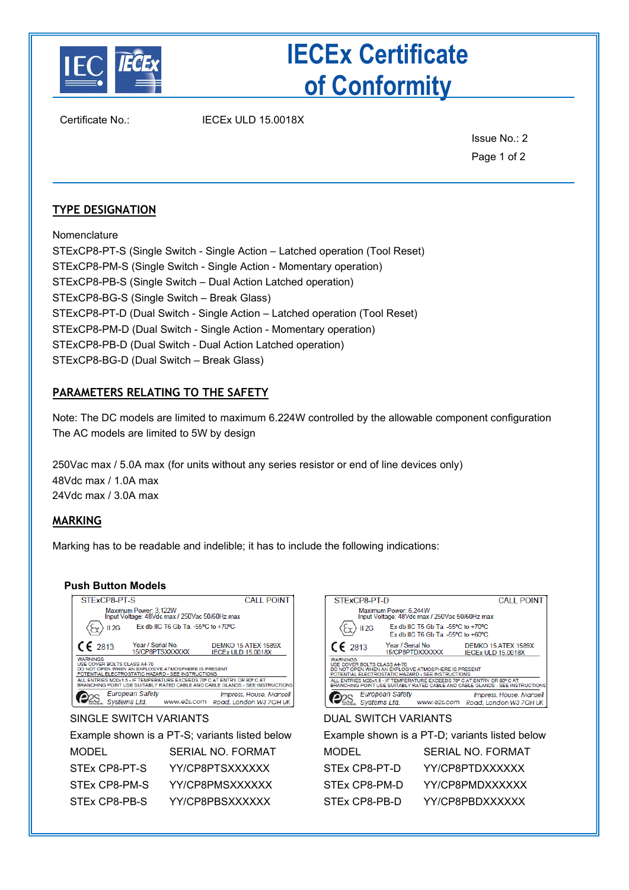# IECEx Certificate of Conformity

Certificate No.: IECEx ULD 15.0018X

Issue No.: 2

## TYPE DESIGNATION

Nomenclature

STExCP8-PT-S (Single Switch - Single Action – Latched operation (Tool Reset)
STExCP8-PM-S (Single Switch - Single Action - Momentary operation)
STExCP8-PB-S (Single Switch – Dual Action Latched operation)
STExCP8-BG-S (Single Switch – Break Glass)
STExCP8-PT-D (Dual Switch - Single Action – Latched operation (Tool Reset)
STExCP8-PM-D (Dual Switch - Single Action - Momentary operation)
STExCP8-PB-D (Dual Switch - Dual Action Latched operation)
STExCP8-BG-D (Dual Switch – Break Glass)

## PARAMETERS RELATING TO THE SAFETY

Note: The DC models are limited to maximum 6.224W controlled by the allowable component configuration
The AC models are limited to 5W by design

250Vac max / 5.0A max (for units without any series resistor or end of line devices only)
48Vdc max / 1.0A max
24Vdc max / 3.0A max

## MARKING

Marking has to be readable and indelible; it has to include the following indications:

### Push Button Models

STExCP8-PT-S CALL POINT
Maximum Power: 3.122W
Input Voltage: 48Vdc max / 250Vac 50/60Hz max
II 2G Ex db IIC T6 Gb Ta. -55ºC to +70ºC
CE 2813 Year / Serial No. 15/CP8PTSXXXXXX DEMKO 15 ATEX 1589X IECEx ULD 15.0018X
WARNINGS
USE COVER BOLTS CLASS A4-70
DO NOT OPEN WHEN AN EXPLOSIVE ATMOSPHERE IS PRESENT
POTENTIAL ELECTROSTATIC HAZARD - SEE INSTRUCTIONS
ALL ENTRIES M20x1.5 - IF TEMPERATURE EXCEEDS 70º C AT ENTRY OR 80º C AT BRANCHING POINT USE SUITABLY RATED CABLE AND CABLE GLANDS - SEE INSTRUCTIONS
European Safety Systems Ltd. www.e2s.com Impress, House, Mansell Road, London W3 7QH UK

SINGLE SWITCH VARIANTS

Example shown is a PT-S; variants listed below

| MODEL | SERIAL NO. FORMAT |
|---|---|
| STEx CP8-PT-S | YY/CP8PTSXXXXXX |
| STEx CP8-PM-S | YY/CP8PMSXXXXXX |
| STEx CP8-PB-S | YY/CP8PBSXXXXXX |

STExCP8-PT-D CALL POINT
Maximum Power: 6.244W
Input Voltage: 48Vdc max / 250Vac 50/60Hz max
II 2G Ex db IIC T5 Gb Ta. -55ºC to +70ºC
Ex db IIC T6 Gb Ta. -55ºC to +60ºC
CE 2813 Year / Serial No. 15/CP8PTDXXXXXX DEMKO 15 ATEX 1589X IECEx ULD 15.0018X
WARNINGS
USE COVER BOLTS CLASS A4-70
DO NOT OPEN WHEN AN EXPLOSIVE ATMOSPHERE IS PRESENT
POTENTIAL ELECTROSTATIC HAZARD - SEE INSTRUCTIONS
ALL ENTRIES M20x1.5 - IF TEMPERATURE EXCEEDS 70º C AT ENTRY OR 80º C AT BRANCHING POINT USE SUITABLY RATED CABLE AND CABLE GLANDS - SEE INSTRUCTIONS
European Safety Systems Ltd. www.e2s.com Impress, House, Mansell Road, London W3 7QH UK

DUAL SWITCH VARIANTS

Example shown is a PT-D; variants listed below

| MODEL | SERIAL NO. FORMAT |
|---|---|
| STEx CP8-PT-D | YY/CP8PTDXXXXXX |
| STEx CP8-PM-D | YY/CP8PMDXXXXXX |
| STEx CP8-PB-D | YY/CP8PBDXXXXXX |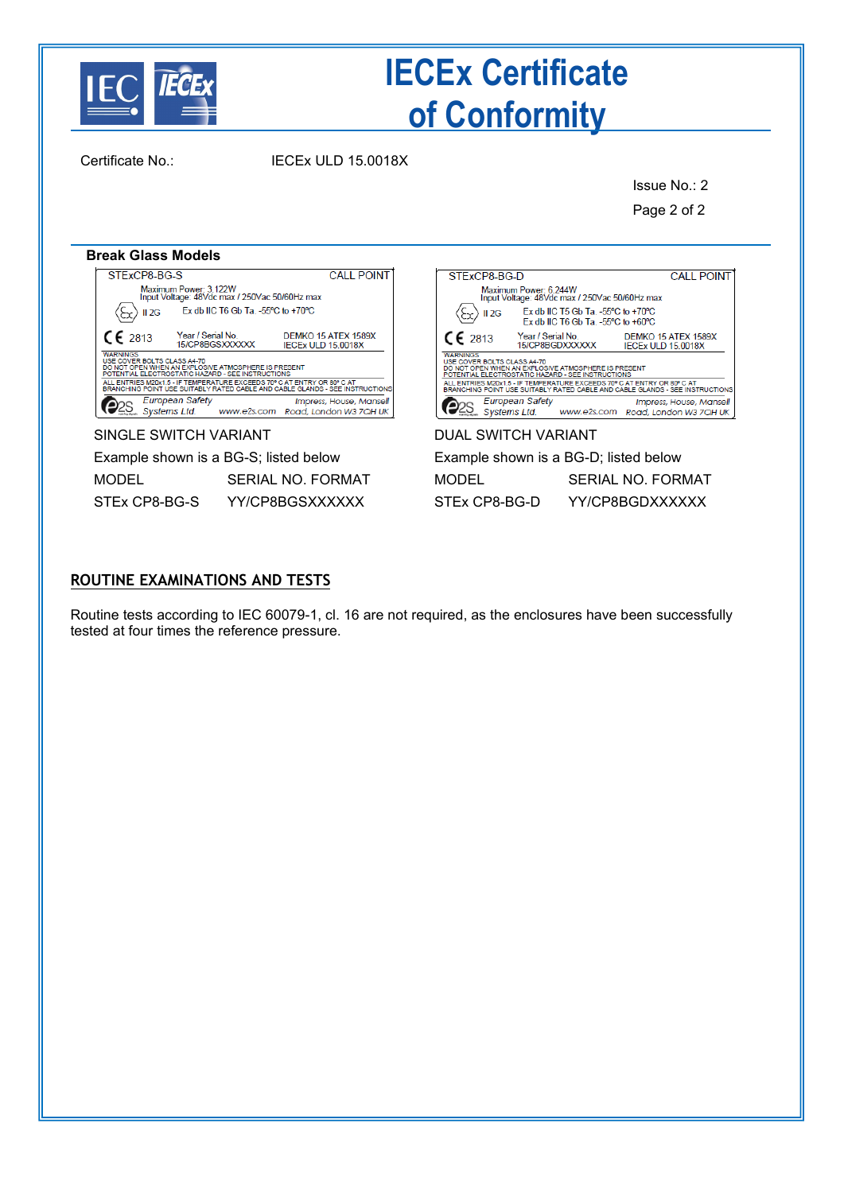# IECEx Certificate of Conformity

Certificate No.: IECEx ULD 15.0018X

Issue No.: 2

**Break Glass Models**

STExCP8-BG-S CALL POINT
Maximum Power: 3.122W
Input Voltage: 48Vdc max / 250Vac 50/60Hz max
II 2G Ex db IIC T6 Gb Ta -55°C to +70°C
CE 2813 Year / Serial No. 15/CP8BGSXXXXXX DEMKO 15 ATEX 1589X IECEx ULD 15.0018X
WARNINGS
USE COVER BOLTS CLASS A4-70
DO NOT OPEN WHEN AN EXPLOSIVE ATMOSPHERE IS PRESENT
POTENTIAL ELECTROSTATIC HAZARD - SEE INSTRUCTIONS
ALL ENTRIES M20x1.5 - IF TEMPERATURE EXCEEDS 70° C AT ENTRY OR 80° C AT BRANCHING POINT USE SUITABLY RATED CABLE AND CABLE GLANDS - SEE INSTRUCTIONS
E2S European Safety Systems Ltd. www.e2s.com Impress, House, Mansell Road, London W3 7QH UK

STExCP8-BG-D CALL POINT
Maximum Power: 6.244W
Input Voltage: 48Vdc max / 250Vac 50/60Hz max
II 2G Ex db IIC T5 Gb Ta -55°C to +70°C
Ex db IIC T6 Gb Ta -55°C to +60°C
CE 2813 Year / Serial No. 15/CP8BGDXXXXXX DEMKO 15 ATEX 1589X IECEx ULD 15.0018X
WARNINGS
USE COVER BOLTS CLASS A4-70
DO NOT OPEN WHEN AN EXPLOSIVE ATMOSPHERE IS PRESENT
POTENTIAL ELECTROSTATIC HAZARD - SEE INSTRUCTIONS
ALL ENTRIES M20x1.5 - IF TEMPERATURE EXCEEDS 70° C AT ENTRY OR 80° C AT BRANCHING POINT USE SUITABLY RATED CABLE AND CABLE GLANDS - SEE INSTRUCTIONS
E2S European Safety Systems Ltd. www.e2s.com Impress, House, Mansell Road, London W3 7QH UK

SINGLE SWITCH VARIANT

Example shown is a BG-S; listed below

| MODEL | SERIAL NO. FORMAT |
| --- | --- |
| STEx CP8-BG-S | YY/CP8BGSXXXXXX |

DUAL SWITCH VARIANT

Example shown is a BG-D; listed below

| MODEL | SERIAL NO. FORMAT |
| --- | --- |
| STEx CP8-BG-D | YY/CP8BGDXXXXXX |

## ROUTINE EXAMINATIONS AND TESTS

Routine tests according to IEC 60079-1, cl. 16 are not required, as the enclosures have been successfully tested at four times the reference pressure.